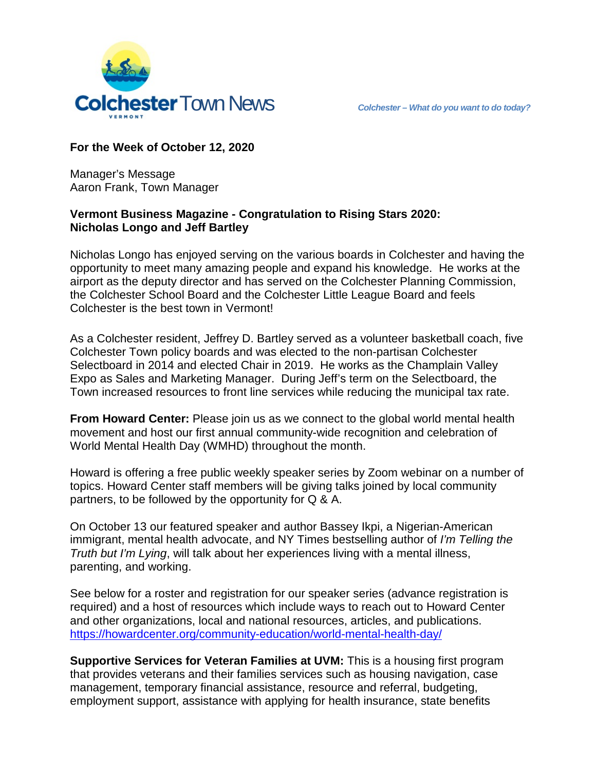# Colchester Town News

VERMONT

*Colchester – What do you want to do today?*

**For the Week of October 12, 2020**

Manager's Message
Aaron Frank, Town Manager

**Vermont Business Magazine - Congratulation to Rising Stars 2020: Nicholas Longo and Jeff Bartley**

Nicholas Longo has enjoyed serving on the various boards in Colchester and having the opportunity to meet many amazing people and expand his knowledge. He works at the airport as the deputy director and has served on the Colchester Planning Commission, the Colchester School Board and the Colchester Little League Board and feels Colchester is the best town in Vermont!

As a Colchester resident, Jeffrey D. Bartley served as a volunteer basketball coach, five Colchester Town policy boards and was elected to the non-partisan Colchester Selectboard in 2014 and elected Chair in 2019. He works as the Champlain Valley Expo as Sales and Marketing Manager. During Jeff's term on the Selectboard, the Town increased resources to front line services while reducing the municipal tax rate.

**From Howard Center:** Please join us as we connect to the global world mental health movement and host our first annual community-wide recognition and celebration of World Mental Health Day (WMHD) throughout the month.

Howard is offering a free public weekly speaker series by Zoom webinar on a number of topics. Howard Center staff members will be giving talks joined by local community partners, to be followed by the opportunity for Q & A.

On October 13 our featured speaker and author Bassey Ikpi, a Nigerian-American immigrant, mental health advocate, and NY Times bestselling author of *I'm Telling the Truth but I'm Lying*, will talk about her experiences living with a mental illness, parenting, and working.

See below for a roster and registration for our speaker series (advance registration is required) and a host of resources which include ways to reach out to Howard Center and other organizations, local and national resources, articles, and publications. https://howardcenter.org/community-education/world-mental-health-day/

**Supportive Services for Veteran Families at UVM:** This is a housing first program that provides veterans and their families services such as housing navigation, case management, temporary financial assistance, resource and referral, budgeting, employment support, assistance with applying for health insurance, state benefits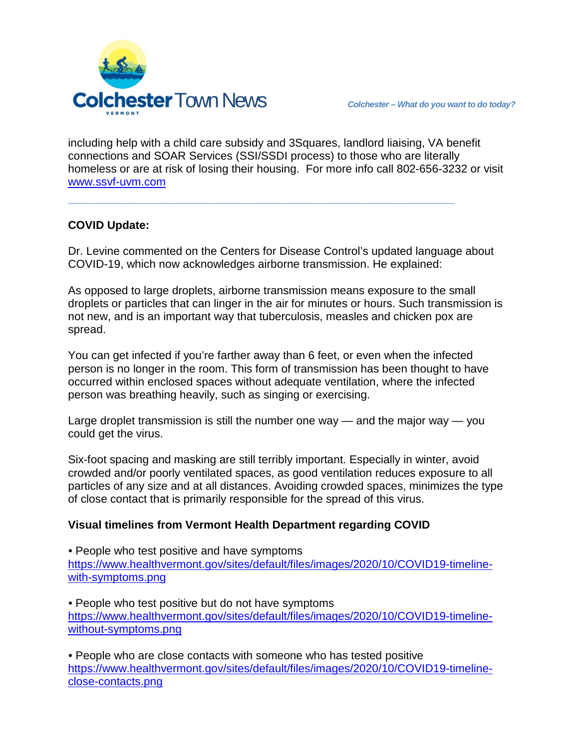including help with a child care subsidy and 3Squares, landlord liaising, VA benefit connections and SOAR Services (SSI/SSDI process) to those who are literally homeless or are at risk of losing their housing.  For more info call 802-656-3232 or visit www.ssvf-uvm.com

---

**COVID Update:**

Dr. Levine commented on the Centers for Disease Control's updated language about COVID-19, which now acknowledges airborne transmission. He explained:

As opposed to large droplets, airborne transmission means exposure to the small droplets or particles that can linger in the air for minutes or hours. Such transmission is not new, and is an important way that tuberculosis, measles and chicken pox are spread.

You can get infected if you're farther away than 6 feet, or even when the infected person is no longer in the room. This form of transmission has been thought to have occurred within enclosed spaces without adequate ventilation, where the infected person was breathing heavily, such as singing or exercising.

Large droplet transmission is still the number one way — and the major way — you could get the virus.

Six-foot spacing and masking are still terribly important. Especially in winter, avoid crowded and/or poorly ventilated spaces, as good ventilation reduces exposure to all particles of any size and at all distances. Avoiding crowded spaces, minimizes the type of close contact that is primarily responsible for the spread of this virus.

**Visual timelines from Vermont Health Department regarding COVID**

• People who test positive and have symptoms
https://www.healthvermont.gov/sites/default/files/images/2020/10/COVID19-timeline-with-symptoms.png

• People who test positive but do not have symptoms
https://www.healthvermont.gov/sites/default/files/images/2020/10/COVID19-timeline-without-symptoms.png

• People who are close contacts with someone who has tested positive
https://www.healthvermont.gov/sites/default/files/images/2020/10/COVID19-timeline-close-contacts.png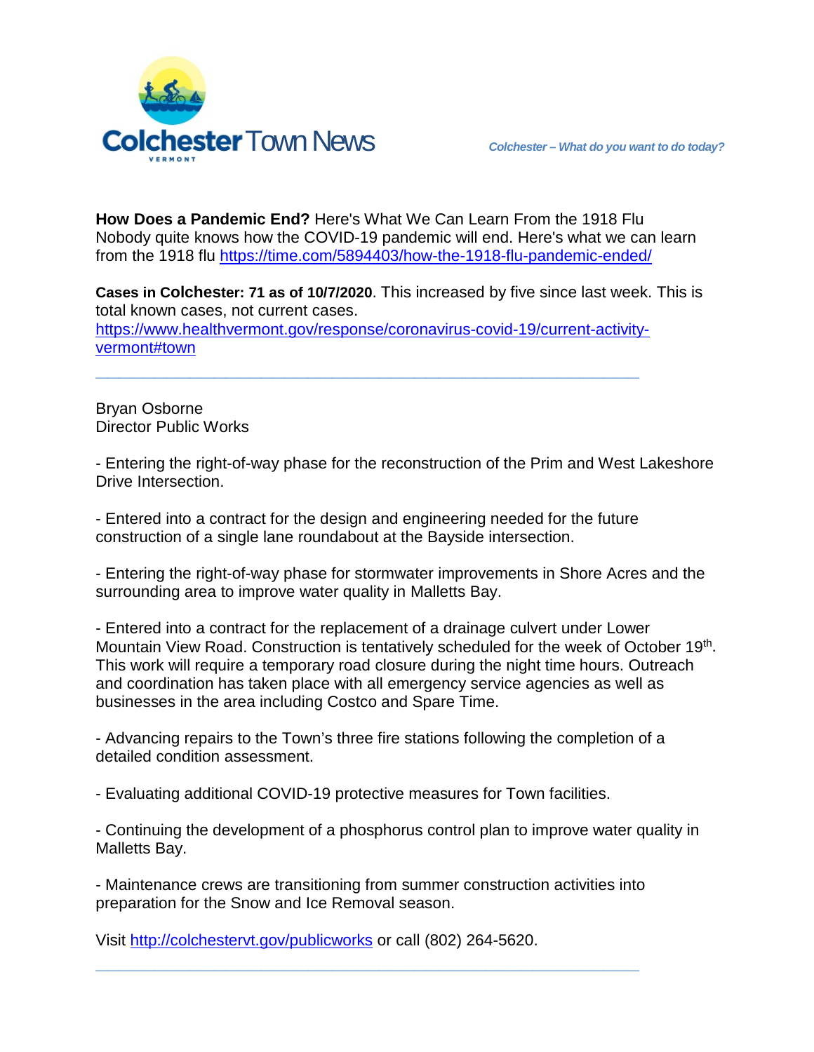**How Does a Pandemic End?** Here's What We Can Learn From the 1918 Flu
Nobody quite knows how the COVID-19 pandemic will end. Here's what we can learn from the 1918 flu https://time.com/5894403/how-the-1918-flu-pandemic-ended/

**Cases in Colchester: 71 as of 10/7/2020**. This increased by five since last week. This is total known cases, not current cases.
https://www.healthvermont.gov/response/coronavirus-covid-19/current-activity-vermont#town

---

Bryan Osborne
Director Public Works

- Entering the right-of-way phase for the reconstruction of the Prim and West Lakeshore Drive Intersection.

- Entered into a contract for the design and engineering needed for the future construction of a single lane roundabout at the Bayside intersection.

- Entering the right-of-way phase for stormwater improvements in Shore Acres and the surrounding area to improve water quality in Malletts Bay.

- Entered into a contract for the replacement of a drainage culvert under Lower Mountain View Road. Construction is tentatively scheduled for the week of October 19th. This work will require a temporary road closure during the night time hours. Outreach and coordination has taken place with all emergency service agencies as well as businesses in the area including Costco and Spare Time.

- Advancing repairs to the Town's three fire stations following the completion of a detailed condition assessment.

- Evaluating additional COVID-19 protective measures for Town facilities.

- Continuing the development of a phosphorus control plan to improve water quality in Malletts Bay.

- Maintenance crews are transitioning from summer construction activities into preparation for the Snow and Ice Removal season.

Visit http://colchestervt.gov/publicworks or call (802) 264-5620.

---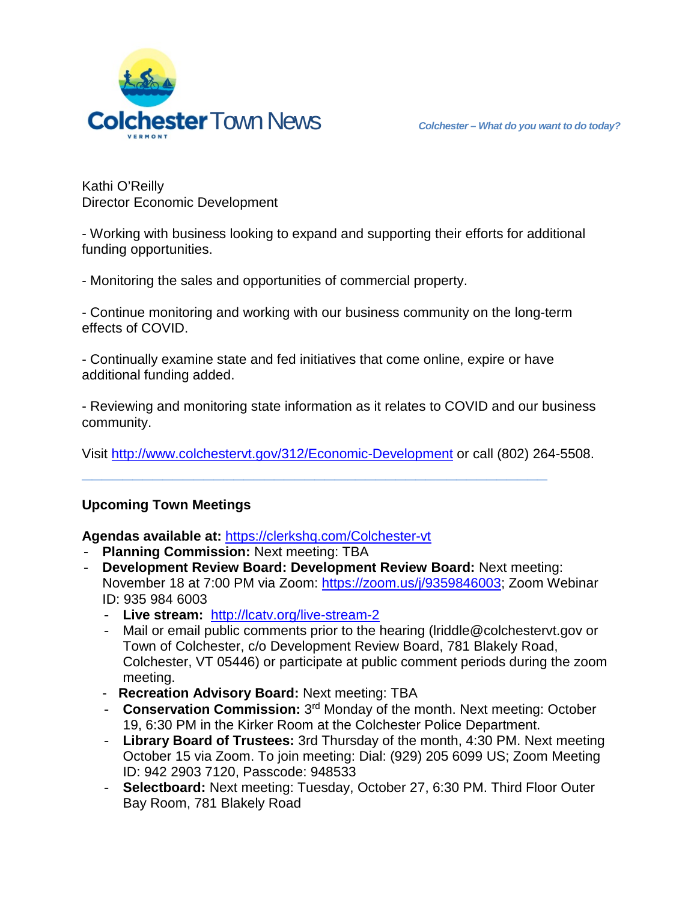Kathi O'Reilly
Director Economic Development

- Working with business looking to expand and supporting their efforts for additional funding opportunities.

- Monitoring the sales and opportunities of commercial property.

- Continue monitoring and working with our business community on the long-term effects of COVID.

- Continually examine state and fed initiatives that come online, expire or have additional funding added.

- Reviewing and monitoring state information as it relates to COVID and our business community.

Visit http://www.colchestervt.gov/312/Economic-Development or call (802) 264-5508.

---

**Upcoming Town Meetings**

**Agendas available at:** https://clerkshq.com/Colchester-vt

- **Planning Commission:** Next meeting: TBA
- **Development Review Board: Development Review Board:** Next meeting: November 18 at 7:00 PM via Zoom: https://zoom.us/j/9359846003; Zoom Webinar ID: 935 984 6003
  - **Live stream:** http://lcatv.org/live-stream-2
  - Mail or email public comments prior to the hearing (lriddle@colchestervt.gov or Town of Colchester, c/o Development Review Board, 781 Blakely Road, Colchester, VT 05446) or participate at public comment periods during the zoom meeting.
  - **Recreation Advisory Board:** Next meeting: TBA
  - **Conservation Commission:** 3rd Monday of the month. Next meeting: October 19, 6:30 PM in the Kirker Room at the Colchester Police Department.
  - **Library Board of Trustees:** 3rd Thursday of the month, 4:30 PM. Next meeting October 15 via Zoom. To join meeting: Dial: (929) 205 6099 US; Zoom Meeting ID: 942 2903 7120, Passcode: 948533
  - **Selectboard:** Next meeting: Tuesday, October 27, 6:30 PM. Third Floor Outer Bay Room, 781 Blakely Road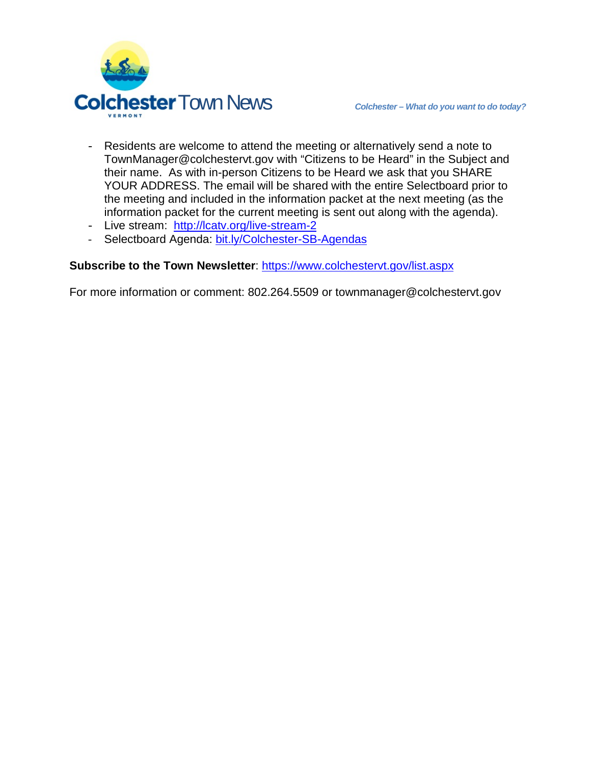- Residents are welcome to attend the meeting or alternatively send a note to TownManager@colchestervt.gov with "Citizens to be Heard" in the Subject and their name. As with in-person Citizens to be Heard we ask that you SHARE YOUR ADDRESS. The email will be shared with the entire Selectboard prior to the meeting and included in the information packet at the next meeting (as the information packet for the current meeting is sent out along with the agenda).
- Live stream: [http://lcatv.org/live-stream-2](http://lcatv.org/live-stream-2)
- Selectboard Agenda: [bit.ly/Colchester-SB-Agendas](http://bit.ly/Colchester-SB-Agendas)

**Subscribe to the Town Newsletter**: [https://www.colchestervt.gov/list.aspx](https://www.colchestervt.gov/list.aspx)

For more information or comment: 802.264.5509 or townmanager@colchestervt.gov